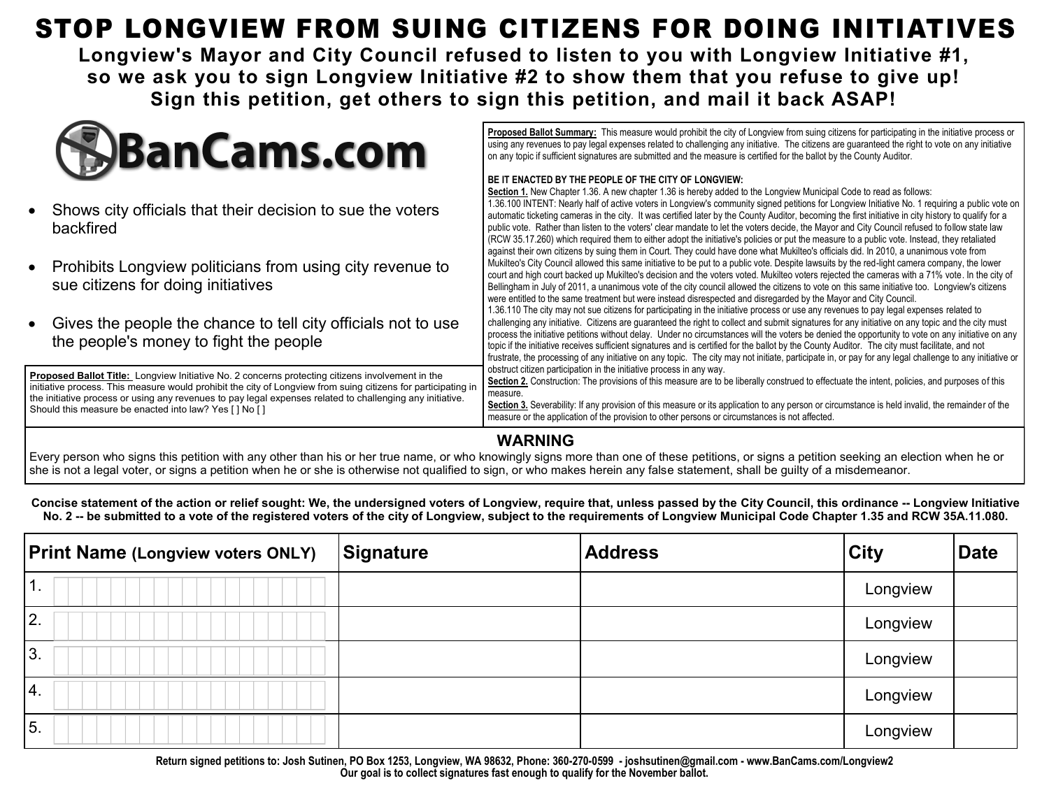# STOP LONGVIEW FROM SUING CITIZENS FOR DOING INITIATIVES

**Longview's Mayor and City Council refused to listen to you with Longview Initiative #1, so we ask you to sign Longview Initiative #2 to show them that you refuse to give up! Sign this petition, get others to sign this petition, and mail it back ASAP!**

**BanCams.com**

- Shows city officials that their decision to sue the voters backfired
- Prohibits Longview politicians from using city revenue to sue citizens for doing initiatives
- Gives the people the chance to tell city officials not to use the people's money to fight the people

**Proposed Ballot Title:** Longview Initiative No. 2 concerns protecting citizens involvement in the initiative process. This measure would prohibit the city of Longview from suing citizens for participating in the initiative process or using any revenues to pay legal expenses related to challenging any initiative. Should this measure be enacted into law? Yes [ ] No [ ]

**Proposed Ballot Summary:** This measure would prohibit the city of Longview from suing citizens for participating in the initiative process or using any revenues to pay legal expenses related to challenging any initiative. The citizens are guaranteed the right to vote on any initiative on any topic if sufficient signatures are submitted and the measure is certified for the ballot by the County Auditor.

**BE IT ENACTED BY THE PEOPLE OF THE CITY OF LONGVIEW:**

**Section 1.** New Chapter 1.36. A new chapter 1.36 is hereby added to the Longview Municipal Code to read as follows:

1.36.100 INTENT: Nearly half of active voters in Longview's community signed petitions for Longview Initiative No. 1 requiring a public vote on automatic ticketing cameras in the city. It was certified later by the County Auditor, becoming the first initiative in city history to qualify for a public vote. Rather than listen to the voters' clear mandate to let the voters decide, the Mayor and City Council refused to follow state law (RCW 35.17.260) which required them to either adopt the initiative's policies or put the measure to a public vote. Instead, they retaliated against their own citizens by suing them in Court. They could have done what Mukilteo's officials did. In 2010, a unanimous vote from Mukilteo's City Council allowed this same initiative to be put to a public vote. Despite lawsuits by the red-light camera company, the lower court and high court backed up Mukilteo's decision and the voters voted. Mukilteo voters rejected the cameras with a 71% vote. In the city of Bellingham in July of 2011, a unanimous vote of the city council allowed the citizens to vote on this same initiative too. Longview's citizens were entitled to the same treatment but were instead disrespected and disregarded by the Mayor and City Council.

1.36.110 The city may not sue citizens for participating in the initiative process or use any revenues to pay legal expenses related to challenging any initiative. Citizens are guaranteed the right to collect and submit signatures for any initiative on any topic and the city must process the initiative petitions without delay. Under no circumstances will the voters be denied the opportunity to vote on any initiative on any topic if the initiative receives sufficient signatures and is certified for the ballot by the County Auditor. The city must facilitate, and not frustrate, the processing of any initiative on any topic. The city may not initiate, participate in, or pay for any legal challenge to any initiative or obstruct citizen participation in the initiative process in any way.

**Section 2.** Construction: The provisions of this measure are to be liberally construed to effectuate the intent, policies, and purposes of this measure.

**Section 3.** Severability: If any provision of this measure or its application to any person or circumstance is held invalid, the remainder of the measure or the application of the provision to other persons or circumstances is not affected.

## WARNING

Every person who signs this petition with any other than his or her true name, or who knowingly signs more than one of these petitions, or signs a petition seeking an election when he or she is not a legal voter, or signs a petition when he or she is otherwise not qualified to sign, or who makes herein any false statement, shall be guilty of a misdemeanor.

**Concise statement of the action or relief sought: We, the undersigned voters of Longview, require that, unless passed by the City Council, this ordinance -- Longview Initiative No. 2 -- be submitted to a vote of the registered voters of the city of Longview, subject to the requirements of Longview Municipal Code Chapter 1.35 and RCW 35A.11.080.**

| Print Name (Longview voters ONLY) | Signature | Address | City | Date |
|---|---|---|---|---|
| 1. | | | Longview | |
| 2. | | | Longview | |
| 3. | | | Longview | |
| 4. | | | Longview | |
| 5. | | | Longview | |

**Return signed petitions to: Josh Sutinen, PO Box 1253, Longview, WA 98632, Phone: 360-270-0599 - joshsutinen@gmail.com - www.BanCams.com/Longview2**
**Our goal is to collect signatures fast enough to qualify for the November ballot.**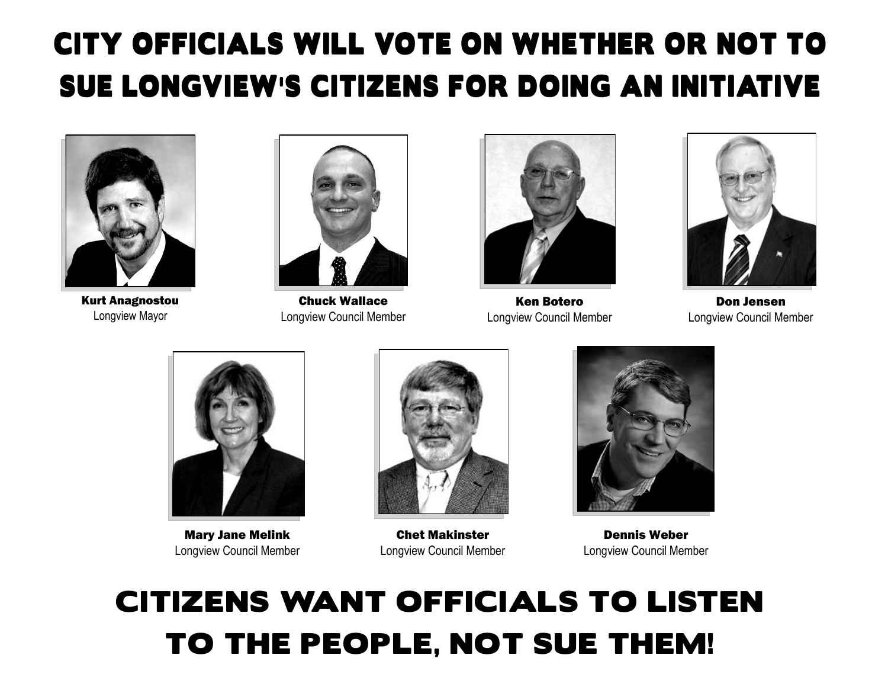# CITY OFFICIALS WILL VOTE ON WHETHER OR NOT TO SUE LONGVIEW'S CITIZENS FOR DOING AN INITIATIVE

**Kurt Anagnostou**
Longview Mayor

**Chuck Wallace**
Longview Council Member

**Ken Botero**
Longview Council Member

**Don Jensen**
Longview Council Member

**Mary Jane Melink**
Longview Council Member

**Chet Makinster**
Longview Council Member

**Dennis Weber**
Longview Council Member

# CITIZENS WANT OFFICIALS TO LISTEN TO THE PEOPLE, NOT SUE THEM!